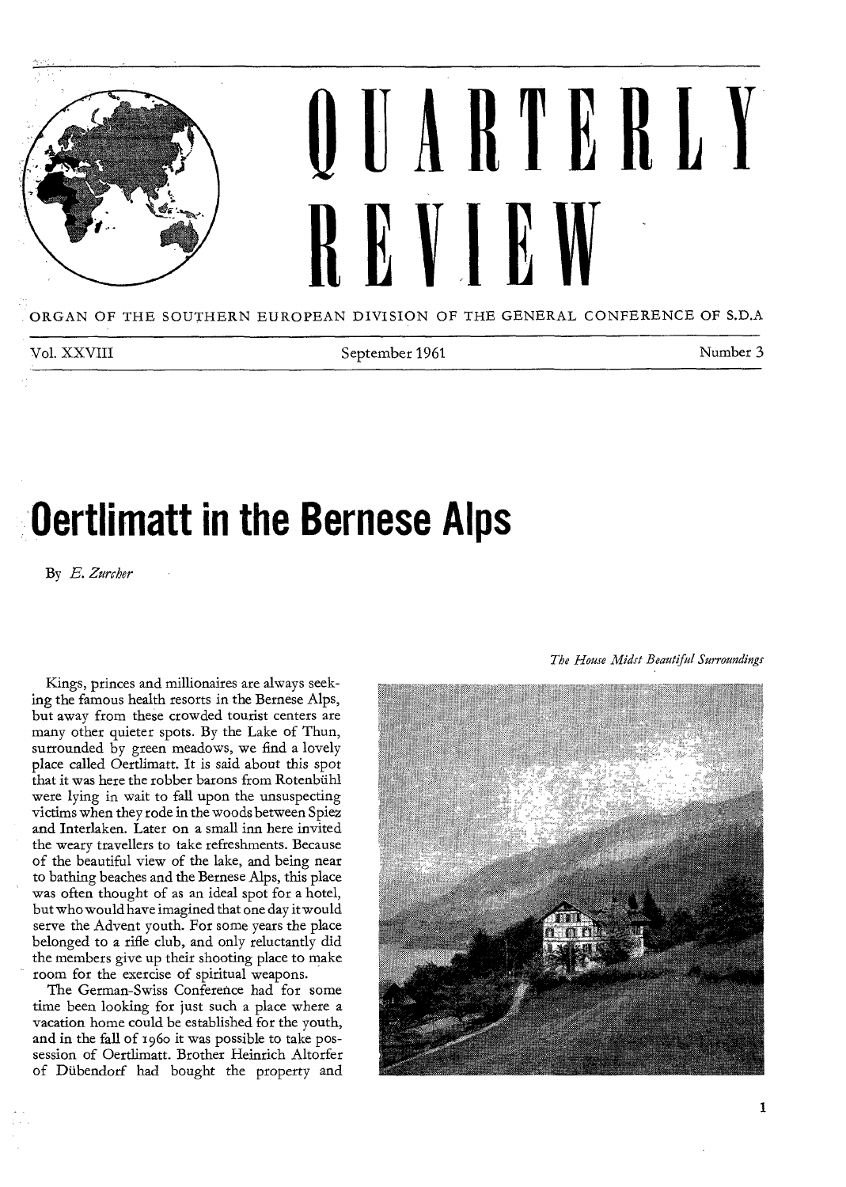# QUARTERLY REVIEW

ORGAN OF THE SOUTHERN EUROPEAN DIVISION OF THE GENERAL CONFERENCE OF S.D.A

Vol. XXVIII | September 1961 | Number 3

# Oertlimatt in the Bernese Alps

By *E. Zurcher*

*The House Midst Beautiful Surroundings*

Kings, princes and millionaires are always seeking the famous health resorts in the Bernese Alps, but away from these crowded tourist centers are many other quieter spots. By the Lake of Thun, surrounded by green meadows, we find a lovely place called Oertlimatt. It is said about this spot that it was here the robber barons from Rotenbühl were lying in wait to fall upon the unsuspecting victims when they rode in the woods between Spiez and Interlaken. Later on a small inn here invited the weary travellers to take refreshments. Because of the beautiful view of the lake, and being near to bathing beaches and the Bernese Alps, this place was often thought of as an ideal spot for a hotel, but who would have imagined that one day it would serve the Advent youth. For some years the place belonged to a rifle club, and only reluctantly did the members give up their shooting place to make room for the exercise of spiritual weapons.

The German-Swiss Conference had for some time been looking for just such a place where a vacation home could be established for the youth, and in the fall of 1960 it was possible to take possession of Oertlimatt. Brother Heinrich Altorfer of Dübendorf had bought the property and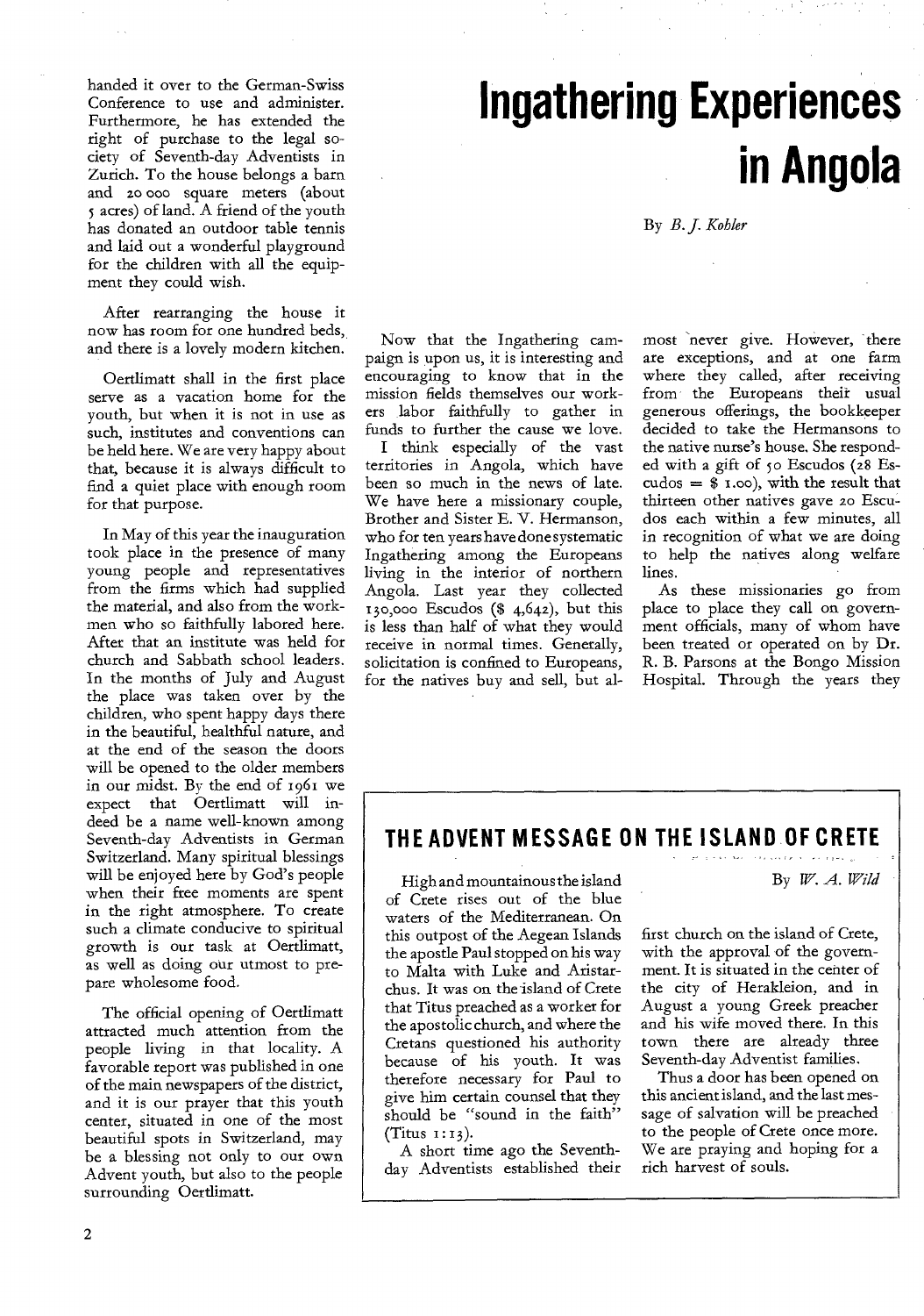handed it over to the German-Swiss Conference to use and administer. Furthermore, he has extended the right of purchase to the legal society of Seventh-day Adventists in Zurich. To the house belongs a barn and 20 000 square meters (about 5 acres) of land. A friend of the youth has donated an outdoor table tennis and laid out a wonderful playground for the children with all the equipment they could wish.

After rearranging the house it now has room for one hundred beds, and there is a lovely modern kitchen.

Oertlimatt shall in the first place serve as a vacation home for the youth, but when it is not in use as such, institutes and conventions can be held here. We are very happy about that, because it is always difficult to find a quiet place with enough room for that purpose.

In May of this year the inauguration took place in the presence of many young people and representatives from the firms which had supplied the material, and also from the workmen who so faithfully labored here. After that an institute was held for church and Sabbath school leaders. In the months of July and August the place was taken over by the children, who spent happy days there in the beautiful, healthful nature, and at the end of the season the doors will be opened to the older members in our midst. By the end of 1961 we expect that Oertlimatt will indeed be a name well-known among Seventh-day Adventists in German Switzerland. Many spiritual blessings will be enjoyed here by God's people when their free moments are spent in the right atmosphere. To create such a climate conducive to spiritual growth is our task at Oertlimatt, as well as doing our utmost to prepare wholesome food.

The official opening of Oertlimatt attracted much attention from the people living in that locality. A favorable report was published in one of the main newspapers of the district, and it is our prayer that this youth center, situated in one of the most beautiful spots in Switzerland, may be a blessing not only to our own Advent youth, but also to the people surrounding Oertlimatt.

# Ingathering Experiences in Angola

By *B. J. Kohler*

Now that the Ingathering campaign is upon us, it is interesting and encouraging to know that in the mission fields themselves our workers labor faithfully to gather in funds to further the cause we love.

I think especially of the vast territories in Angola, which have been so much in the news of late. We have here a missionary couple, Brother and Sister E. V. Hermanson, who for ten years have done systematic Ingathering among the Europeans living in the interior of northern Angola. Last year they collected 130,000 Escudos ($ 4,642), but this is less than half of what they would receive in normal times. Generally, solicitation is confined to Europeans, for the natives buy and sell, but almost never give. However, there are exceptions, and at one farm where they called, after receiving from the Europeans their usual generous offerings, the bookkeeper decided to take the Hermansons to the native nurse's house. She responded with a gift of 50 Escudos (28 Escudos = $ 1.00), with the result that thirteen other natives gave 20 Escudos each within a few minutes, all in recognition of what we are doing to help the natives along welfare lines.

As these missionaries go from place to place they call on government officials, many of whom have been treated or operated on by Dr. R. B. Parsons at the Bongo Mission Hospital. Through the years they

## THE ADVENT MESSAGE ON THE ISLAND OF CRETE

By *W. A. Wild*

High and mountainous the island of Crete rises out of the blue waters of the Mediterranean. On this outpost of the Aegean Islands the apostle Paul stopped on his way to Malta with Luke and Aristarchus. It was on the island of Crete that Titus preached as a worker for the apostolic church, and where the Cretans questioned his authority because of his youth. It was therefore necessary for Paul to give him certain counsel that they should be "sound in the faith" (Titus 1:13).

A short time ago the Seventh-day Adventists established their first church on the island of Crete, with the approval of the government. It is situated in the center of the city of Herakleion, and in August a young Greek preacher and his wife moved there. In this town there are already three Seventh-day Adventist families.

Thus a door has been opened on this ancient island, and the last message of salvation will be preached to the people of Crete once more. We are praying and hoping for a rich harvest of souls.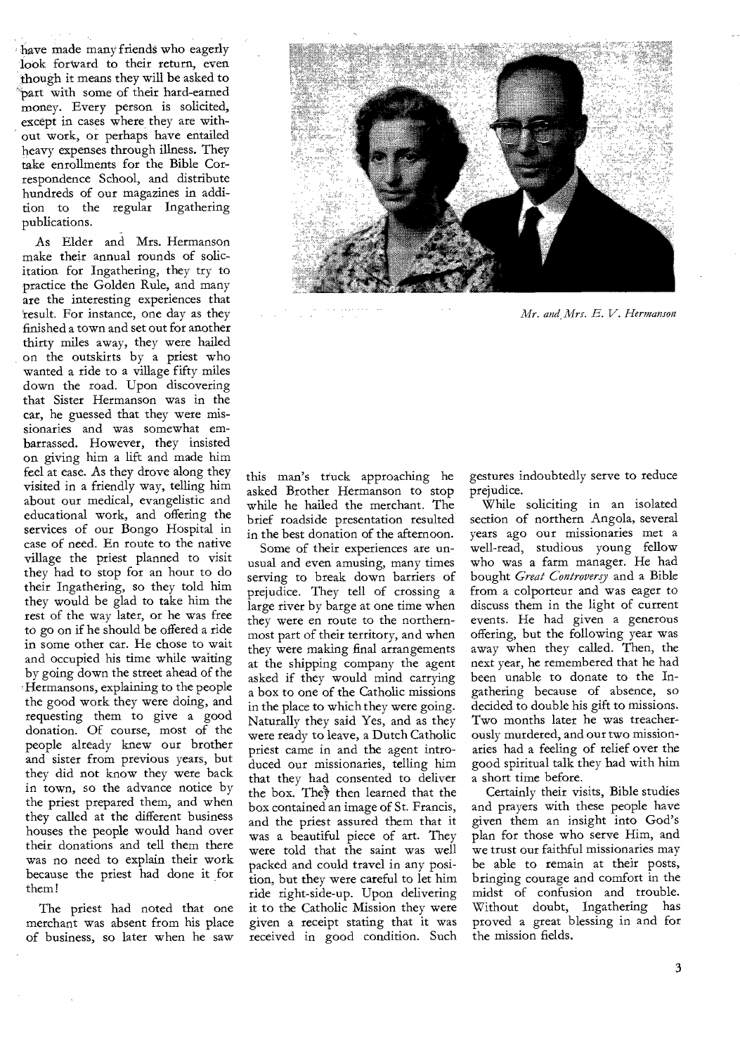have made many friends who eagerly look forward to their return, even though it means they will be asked to part with some of their hard-earned money. Every person is solicited, except in cases where they are without work, or perhaps have entailed heavy expenses through illness. They take enrollments for the Bible Correspondence School, and distribute hundreds of our magazines in addition to the regular Ingathering publications.

As Elder and Mrs. Hermanson make their annual rounds of solicitation for Ingathering, they try to practice the Golden Rule, and many are the interesting experiences that result. For instance, one day as they finished a town and set out for another thirty miles away, they were hailed on the outskirts by a priest who wanted a ride to a village fifty miles down the road. Upon discovering that Sister Hermanson was in the car, he guessed that they were missionaries and was somewhat embarrassed. However, they insisted on giving him a lift and made him feel at ease. As they drove along they visited in a friendly way, telling him about our medical, evangelistic and educational work, and offering the services of our Bongo Hospital in case of need. En route to the native village the priest planned to visit they had to stop for an hour to do their Ingathering, so they told him they would be glad to take him the rest of the way later, or he was free to go on if he should be offered a ride in some other car. He chose to wait and occupied his time while waiting by going down the street ahead of the Hermansons, explaining to the people the good work they were doing, and requesting them to give a good donation. Of course, most of the people already knew our brother and sister from previous years, but they did not know they were back in town, so the advance notice by the priest prepared them, and when they called at the different business houses the people would hand over their donations and tell them there was no need to explain their work because the priest had done it for them!

The priest had noted that one merchant was absent from his place of business, so later when he saw this man's truck approaching he asked Brother Hermanson to stop while he hailed the merchant. The brief roadside presentation resulted in the best donation of the afternoon.

*Mr. and Mrs. E. V. Hermanson*

Some of their experiences are unusual and even amusing, many times serving to break down barriers of prejudice. They tell of crossing a large river by barge at one time when they were en route to the northernmost part of their territory, and when they were making final arrangements at the shipping company the agent asked if they would mind carrying a box to one of the Catholic missions in the place to which they were going. Naturally they said Yes, and as they were ready to leave, a Dutch Catholic priest came in and the agent introduced our missionaries, telling him that they had consented to deliver the box. They then learned that the box contained an image of St. Francis, and the priest assured them that it was a beautiful piece of art. They were told that the saint was well packed and could travel in any position, but they were careful to let him ride right-side-up. Upon delivering it to the Catholic Mission they were given a receipt stating that it was received in good condition. Such gestures indoubtedly serve to reduce prejudice.

While soliciting in an isolated section of northern Angola, several years ago our missionaries met a well-read, studious young fellow who was a farm manager. He had bought *Great Controversy* and a Bible from a colporteur and was eager to discuss them in the light of current events. He had given a generous offering, but the following year was away when they called. Then, the next year, he remembered that he had been unable to donate to the Ingathering because of absence, so decided to double his gift to missions. Two months later he was treacherously murdered, and our two missionaries had a feeling of relief over the good spiritual talk they had with him a short time before.

Certainly their visits, Bible studies and prayers with these people have given them an insight into God's plan for those who serve Him, and we trust our faithful missionaries may be able to remain at their posts, bringing courage and comfort in the midst of confusion and trouble. Without doubt, Ingathering has proved a great blessing in and for the mission fields.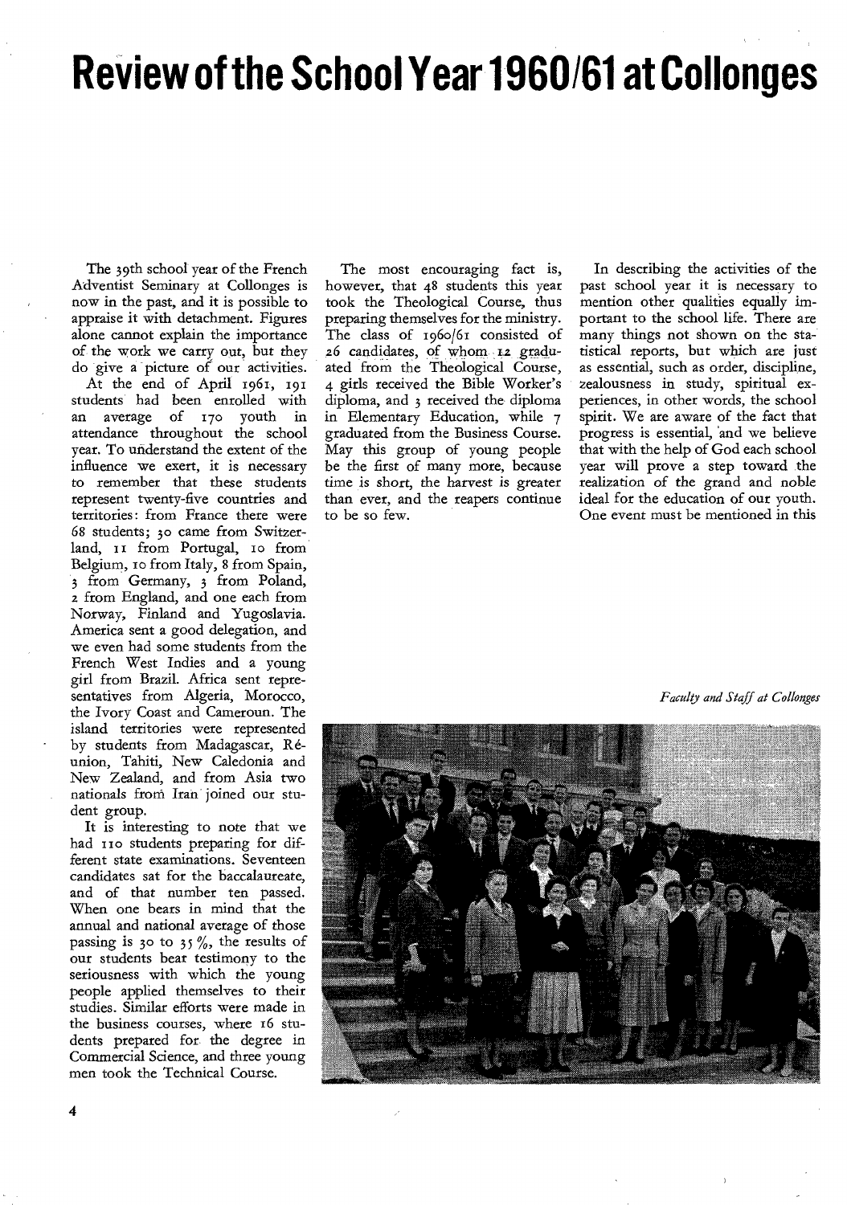# Review of the School Year 1960/61 at Collonges

The 39th school year of the French Adventist Seminary at Collonges is now in the past, and it is possible to appraise it with detachment. Figures alone cannot explain the importance of the work we carry out, but they do give a picture of our activities.

At the end of April 1961, 191 students had been enrolled with an average of 170 youth in attendance throughout the school year. To understand the extent of the influence we exert, it is necessary to remember that these students represent twenty-five countries and territories: from France there were 68 students; 30 came from Switzerland, 11 from Portugal, 10 from Belgium, 10 from Italy, 8 from Spain, 3 from Germany, 3 from Poland, 2 from England, and one each from Norway, Finland and Yugoslavia. America sent a good delegation, and we even had some students from the French West Indies and a young girl from Brazil. Africa sent representatives from Algeria, Morocco, the Ivory Coast and Cameroun. The island territories were represented by students from Madagascar, Réunion, Tahiti, New Caledonia and New Zealand, and from Asia two nationals from Iran joined our student group.

It is interesting to note that we had 110 students preparing for different state examinations. Seventeen candidates sat for the baccalaureate, and of that number ten passed. When one bears in mind that the annual and national average of those passing is 30 to 35 %, the results of our students bear testimony to the seriousness with which the young people applied themselves to their studies. Similar efforts were made in the business courses, where 16 students prepared for the degree in Commercial Science, and three young men took the Technical Course.

The most encouraging fact is, however, that 48 students this year took the Theological Course, thus preparing themselves for the ministry. The class of 1960/61 consisted of 26 candidates, of whom 12 graduated from the Theological Course, 4 girls received the Bible Worker's diploma, and 3 received the diploma in Elementary Education, while 7 graduated from the Business Course. May this group of young people be the first of many more, because time is short, the harvest is greater than ever, and the reapers continue to be so few.

In describing the activities of the past school year it is necessary to mention other qualities equally important to the school life. There are many things not shown on the statistical reports, but which are just as essential, such as order, discipline, zealousness in study, spiritual experiences, in other words, the school spirit. We are aware of the fact that progress is essential, and we believe that with the help of God each school year will prove a step toward the realization of the grand and noble ideal for the education of our youth. One event must be mentioned in this

*Faculty and Staff at Collonges*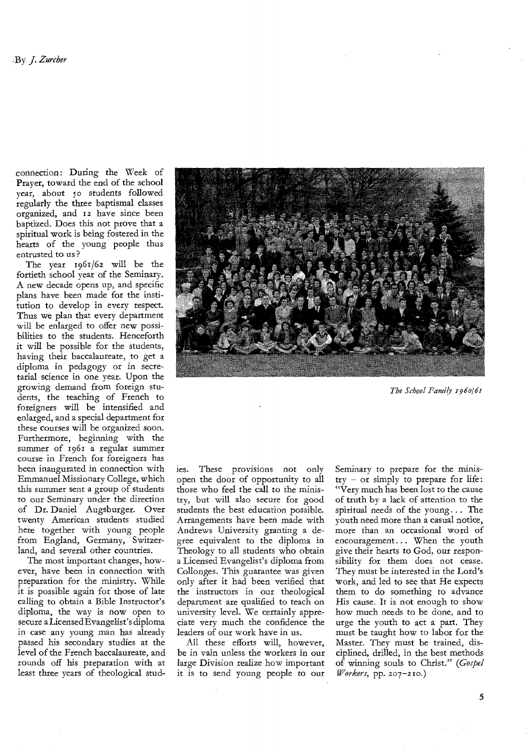By *J. Zurcher*

connection: During the Week of Prayer, toward the end of the school year, about 50 students followed regularly the three baptismal classes organized, and 12 have since been baptized. Does this not prove that a spiritual work is being fostered in the hearts of the young people thus entrusted to us?

The year 1961/62 will be the fortieth school year of the Seminary. A new decade opens up, and specific plans have been made for the institution to develop in every respect. Thus we plan that every department will be enlarged to offer new possibilities to the students. Henceforth it will be possible for the students, having their baccalaureate, to get a diploma in pedagogy or in secretarial science in one year. Upon the growing demand from foreign students, the teaching of French to foreigners will be intensified and enlarged, and a special department for these courses will be organized soon. Furthermore, beginning with the summer of 1961 a regular summer course in French for foreigners has been inaugurated in connection with Emmanuel Missionary College, which this summer sent a group of students to our Seminary under the direction of Dr. Daniel Augsburger. Over twenty American students studied here together with young people from England, Germany, Switzerland, and several other countries.

The most important changes, however, have been in connection with preparation for the ministry. While it is possible again for those of late calling to obtain a Bible Instructor's diploma, the way is now open to secure a Licensed Evangelist's diploma in case any young man has already passed his secondary studies at the level of the French baccalaureate, and rounds off his preparation with at least three years of theological studies. These provisions not only open the door of opportunity to all those who feel the call to the ministry, but will also secure for good students the best education possible. Arrangements have been made with Andrews University granting a degree equivalent to the diploma in Theology to all students who obtain a Licensed Evangelist's diploma from Collonges. This guarantee was given only after it had been verified that the instructors in our theological department are qualified to teach on university level. We certainly appreciate very much the confidence the leaders of our work have in us.

All these efforts will, however, be in vain unless the workers in our large Division realize how important it is to send young people to our Seminary to prepare for the ministry – or simply to prepare for life: "Very much has been lost to the cause of truth by a lack of attention to the spiritual needs of the young... The youth need more than a casual notice, more than an occasional word of encouragement... When the youth give their hearts to God, our responsibility for them does not cease. They must be interested in the Lord's work, and led to see that He expects them to do something to advance His cause. It is not enough to show how much needs to be done, and to urge the youth to act a part. They must be taught how to labor for the Master. They must be trained, disciplined, drilled, in the best methods of winning souls to Christ." (*Gospel Workers*, pp. 207–210.)

*The School Family 1960/61*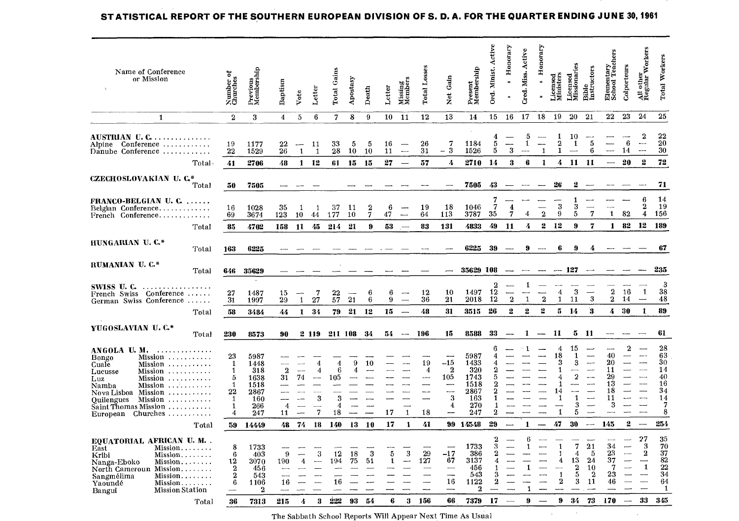## STATISTICAL REPORT OF THE SOUTHERN EUROPEAN DIVISION OF S. D. A. FOR THE QUARTER ENDING JUNE 30, 1961

| Name of Conference or Mission | Number of Churches | Previous Membership | Baptism | Vote | Letter | Total Gains | Apostasy | Death | Letter | Missing Members | Total Losses | Net Gain | Present Membership | Ord. Minist. Active | " Honorary | Cred. Miss. Active | " Honorary | Licensed Ministers | Licensed Missionaries | Bible Instructors | Elementary School Teachers | Colporteurs | All other Regular Workers | Total Workers |
|---|---|---|---|---|---|---|---|---|---|---|---|---|---|---|---|---|---|---|---|---|---|---|---|---|
| 1 | 2 | 3 | 4 | 5 | 6 | 7 | 8 | 9 | 10 | 11 | 12 | 13 | 14 | 15 | 16 | 17 | 18 | 19 | 20 | 21 | 22 | 23 | 24 | 25 |
| **AUSTRIAN U. C.** | | | | | | | | | | | | | | 4 | — | 5 | — | 1 | 10 | — | — | — | 2 | 22 |
| Alpine Conference | 19 | 1177 | 22 | — | 11 | 33 | 5 | 5 | 16 | — | 26 | 7 | 1184 | 5 | — | 1 | — | 2 | 1 | 5 | — | 6 | — | 20 |
| Danube Conference | 22 | 1529 | 26 | 1 | 1 | 28 | 10 | 10 | 11 | — | 31 | − 3 | 1526 | 5 | 3 | — | 1 | 1 | — | 6 | — | 14 | — | 30 |
| Total | **41** | **2706** | **48** | **1** | **12** | **61** | **15** | **15** | **27** | — | **57** | **4** | **2710** | **14** | **3** | **6** | **1** | **4** | **11** | **11** | — | **20** | **2** | **72** |
| **CZECHOSLOVAKIAN U. C.*** Total | **50** | **7505** | — | — | — | — | — | — | — | — | — | — | **7505** | **43** | — | — | — | **26** | **2** | — | — | — | — | **71** |
| **FRANCO-BELGIAN U. C.** | | | | | | | | | | | | | | 7 | — | — | — | — | 1 | — | — | — | 6 | 14 |
| Belgian Conference | 16 | 1028 | 35 | 1 | 1 | 37 | 11 | 2 | 6 | — | 19 | 18 | 1046 | 7 | 4 | — | — | 3 | 3 | — | — | — | 2 | 19 |
| French Conference | 69 | 3674 | 123 | 10 | 44 | 177 | 10 | 7 | 47 | — | 64 | 113 | 3787 | 35 | 7 | 4 | 2 | 9 | 5 | 7 | 1 | 82 | 4 | 156 |
| Total | **85** | **4702** | **158** | **11** | **45** | **214** | **21** | **9** | **53** | — | **83** | **131** | **4833** | **49** | **11** | **4** | **2** | **12** | **9** | **7** | **1** | **82** | **12** | **189** |
| **HUNGARIAN U. C.*** Total | **163** | **6225** | — | — | — | — | — | — | — | — | — | — | **6225** | **39** | — | **9** | — | **6** | **9** | **4** | — | — | — | **67** |
| **RUMANIAN U. C.*** Total | **646** | **35629** | — | — | — | — | — | — | — | — | — | — | **35629** | **108** | — | — | — | — | **127** | — | — | — | — | **235** |
| **SWISS U. C.** | | | | | | | | | | | | | | 2 | — | 1 | — | — | — | — | — | — | — | 3 |
| French Swiss Conference | 27 | 1487 | 15 | — | 7 | 22 | — | 6 | 6 | — | 12 | 10 | 1497 | 12 | — | — | — | 4 | 3 | — | 2 | 16 | 1 | 38 |
| German Swiss Conference | 31 | 1997 | 29 | 1 | 27 | 57 | 21 | 6 | 9 | — | 36 | 21 | 2018 | 12 | 2 | 1 | 2 | 1 | 11 | 3 | 2 | 14 | — | 48 |
| Total | **58** | **3484** | **44** | **1** | **34** | **79** | **21** | **12** | **15** | — | **48** | **31** | **3515** | **26** | **2** | **2** | **2** | **5** | **14** | **3** | **4** | **30** | **1** | **89** |
| **YUGOSLAVIAN U. C.*** Total | **230** | **8573** | **90** | **2** | **119** | **211** | **108** | **34** | **54** | — | **196** | **15** | **8588** | **33** | — | **1** | — | **11** | **5** | **11** | — | — | — | **61** |
| **ANGOLA U. M.** | | | | | | | | | | | | | | 6 | — | 1 | — | 4 | 15 | — | — | 2 | — | 28 |
| Bongo Mission | 23 | 5987 | — | — | — | — | — | — | — | — | — | — | 5987 | 4 | — | — | — | 18 | 1 | — | 40 | — | — | 63 |
| Cuale Mission | 1 | 1448 | — | — | 4 | 4 | 9 | 10 | — | — | 19 | −15 | 1433 | 4 | — | — | — | 3 | 3 | — | 20 | — | — | 30 |
| Lucusse Mission | 1 | 318 | 2 | — | 4 | 6 | 4 | — | — | — | 4 | 2 | 320 | 2 | — | — | — | 1 | — | — | 11 | — | — | 14 |
| Luz Mission | 5 | 1638 | 31 | 74 | — | 105 | — | — | — | — | — | 105 | 1743 | 5 | — | — | — | 4 | 2 | — | 29 | — | — | 40 |
| Namba Mission | 1 | 1518 | — | — | — | — | — | — | — | — | — | — | 1518 | 2 | — | — | — | 1 | — | — | 13 | — | — | 16 |
| Nova Lisboa Mission | 22 | 2867 | — | — | — | — | — | — | — | — | — | — | 2867 | 2 | — | — | — | 14 | — | — | 18 | — | — | 34 |
| Quilengues Mission | 1 | 160 | — | — | 3 | 3 | — | — | — | — | — | 3 | 163 | 1 | — | — | — | 1 | 1 | — | 11 | — | — | 14 |
| Saint Thomas Mission | 1 | 266 | 4 | — | — | 4 | — | — | — | — | — | 4 | 270 | 1 | — | — | — | — | 3 | — | 3 | — | — | 7 |
| European Churches | 4 | 247 | 11 | — | 7 | 18 | — | — | 17 | 1 | 18 | — | 247 | 2 | — | — | — | 1 | 5 | — | — | — | — | 8 |
| Total | **59** | **14449** | **48** | **74** | **18** | **140** | **13** | **10** | **17** | **1** | **41** | **99** | **14548** | **29** | — | **1** | — | **47** | **30** | — | **145** | **2** | — | **254** |
| **EQUATORIAL AFRICAN U. M.** | | | | | | | | | | | | | | 2 | — | 6 | — | — | — | — | — | — | 27 | 35 |
| East Mission | 8 | 1733 | — | — | — | — | — | — | — | — | — | — | 1733 | 3 | — | 1 | — | 1 | 7 | 21 | 34 | — | 3 | 70 |
| Kribi Mission | 6 | 403 | 9 | — | 3 | 12 | 18 | 3 | 5 | 3 | 29 | −17 | 386 | 2 | — | — | — | 1 | 4 | 5 | 23 | — | 2 | 37 |
| Nanga-Eboko Mission | 12 | 3070 | 190 | 4 | — | 194 | 75 | 51 | 1 | — | 127 | 67 | 3137 | 4 | — | — | — | 4 | 13 | 24 | 37 | — | — | 82 |
| North Cameroun Mission | 2 | 456 | — | — | — | — | — | — | — | — | — | — | 456 | 1 | — | 1 | — | — | 2 | 10 | 7 | — | 1 | 22 |
| Sangmélima Mission | 2 | 543 | — | — | — | — | — | — | — | — | — | — | 543 | 3 | — | — | — | 1 | 5 | 2 | 23 | — | — | 34 |
| Yaoundé Mission | 6 | 1106 | 16 | — | — | 16 | — | — | — | — | — | 16 | 1122 | 2 | — | — | — | 2 | 3 | 11 | 46 | — | — | 64 |
| Bangui Mission Station | — | 2 | — | — | — | — | — | — | — | — | — | — | 2 | — | — | 1 | — | — | — | — | — | — | — | 1 |
| Total | **36** | **7313** | **215** | **4** | **3** | **222** | **93** | **54** | **6** | **3** | **156** | **66** | **7379** | **17** | — | **9** | — | **9** | **34** | **73** | **170** | — | **33** | **345** |

The Sabbath School Reports Will Appear Next Time As Usual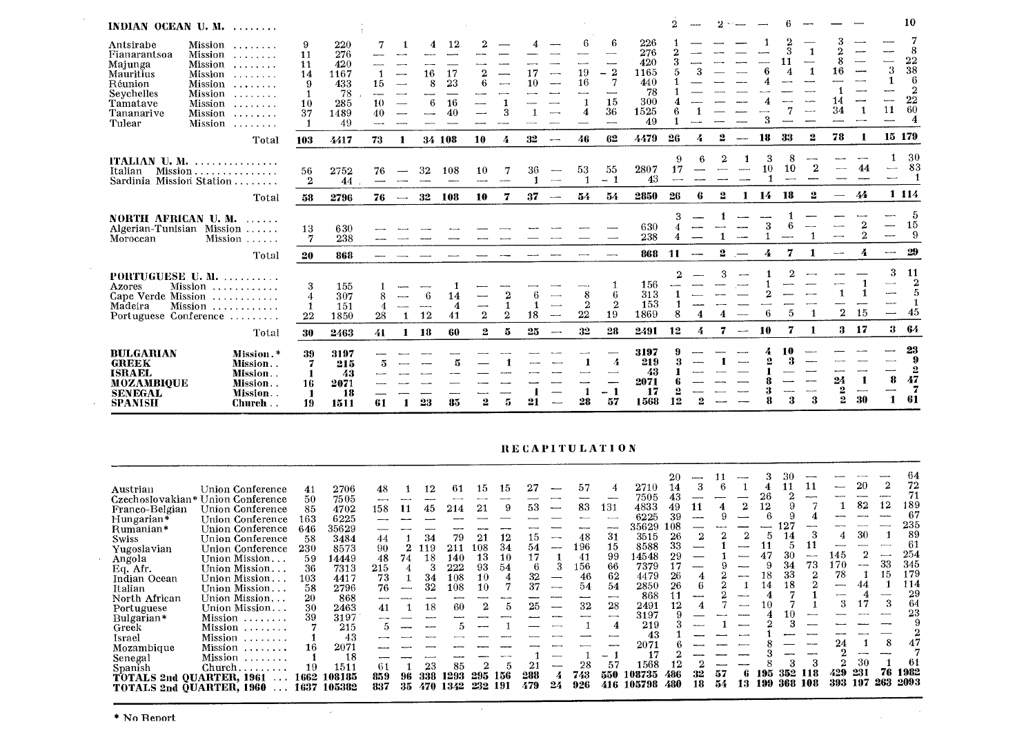| | | | | | | | | | | | | | | | | | | | | | | | | | |
|---|---|---|---|---|---|---|---|---|---|---|---|---|---|---|---|---|---|---|---|---|---|---|---|---|---|
| **INDIAN OCEAN U. M.** | | | | | | | | | | | | | | | 2 | — | 2 | — | — | 6 | — | — | — | | 10 |
| Antsirabe | Mission | 9 | 220 | 7 | 1 | 4 | 12 | 2 | — | 4 | — | 6 | 6 | 226 | 1 | — | — | — | 1 | 2 | — | 3 | — | — | 7 |
| Fianarantsoa | Mission | 11 | 276 | — | — | — | — | — | — | — | — | — | — | 276 | 2 | — | — | — | — | 3 | 1 | 2 | — | — | 8 |
| Majunga | Mission | 11 | 420 | — | — | — | — | — | — | — | — | — | — | 420 | 3 | — | — | — | — | 11 | — | 8 | — | — | 22 |
| Mauritius | Mission | 14 | 1167 | 1 | — | 16 | 17 | 2 | — | 17 | — | 19 | − 2 | 1165 | 5 | 3 | — | — | 6 | 4 | 1 | 16 | — | 3 | 38 |
| Réunion | Mission | 9 | 433 | 15 | — | 8 | 23 | 6 | — | 10 | — | 16 | 7 | 440 | 1 | — | — | — | 4 | — | — | — | — | 1 | 6 |
| Seychelles | Mission | 1 | 78 | — | — | — | — | — | — | — | — | — | — | 78 | 1 | — | — | — | — | — | — | 1 | — | — | 2 |
| Tamatave | Mission | 10 | 285 | 10 | — | 6 | 16 | — | 1 | — | — | 1 | 15 | 300 | 4 | — | — | — | 4 | — | — | 14 | — | — | 22 |
| Tananarive | Mission | 37 | 1489 | 40 | — | — | 40 | — | 3 | 1 | — | 4 | 36 | 1525 | 6 | 1 | — | — | — | 7 | — | 34 | 1 | 11 | 60 |
| Tulear | Mission | 1 | 49 | — | — | — | — | — | — | — | — | — | — | 49 | 1 | — | — | — | 3 | — | — | — | — | — | 4 |
| | **Total** | **103** | **4417** | **73** | **1** | **34** | **108** | **10** | **4** | **32** | **—** | **46** | **62** | **4479** | **26** | **4** | **2** | **—** | **18** | **33** | **2** | **78** | **1** | **15** | **179** |
| **ITALIAN U. M.** | | | | | | | | | | | | | | | 9 | 6 | 2 | 1 | 3 | 8 | — | — | — | 1 | 30 |
| Italian Mission | | 56 | 2752 | 76 | — | 32 | 108 | 10 | 7 | 36 | — | 53 | 55 | 2807 | 17 | — | — | — | 10 | 10 | 2 | — | 44 | — | 83 |
| Sardinia Mission Station | | 2 | 44 | — | — | — | — | — | — | 1 | — | 1 | − 1 | 43 | — | — | — | — | 1 | — | — | — | — | — | 1 |
| | **Total** | **58** | **2796** | **76** | **—** | **32** | **108** | **10** | **7** | **37** | **—** | **54** | **54** | **2850** | **26** | **6** | **2** | **1** | **14** | **18** | **2** | **—** | **44** | **1** | **114** |
| **NORTH AFRICAN U. M.** | | | | | | | | | | | | | | | 3 | — | 1 | — | — | 1 | — | — | — | — | 5 |
| Algerian-Tunisian | Mission | 13 | 630 | — | — | — | — | — | — | — | — | — | — | 630 | 4 | — | — | — | 3 | 6 | — | — | 2 | — | 15 |
| Moroccan | Mission | 7 | 238 | — | — | — | — | — | — | — | — | — | — | 238 | 4 | — | 1 | — | 1 | — | 1 | — | 2 | — | 9 |
| | **Total** | **20** | **868** | **—** | **—** | **—** | **—** | **—** | **—** | **—** | **—** | **—** | **—** | **868** | **11** | **—** | **2** | **—** | **4** | **7** | **1** | **—** | **4** | **—** | **29** |
| **PORTUGUESE U. M.** | | | | | | | | | | | | | | | 2 | — | 3 | — | 1 | 2 | — | — | — | 3 | 11 |
| Azores | Mission | 3 | 155 | 1 | — | — | 1 | — | — | — | — | — | 1 | 156 | — | — | — | — | 1 | — | — | — | 1 | — | 2 |
| Cape Verde | Mission | 4 | 307 | 8 | — | 6 | 14 | — | 2 | 6 | — | 8 | 6 | 313 | 1 | — | — | — | 2 | — | — | 1 | 1 | — | 5 |
| Madeira | Mission | 1 | 151 | 4 | — | — | 4 | — | 1 | 1 | — | 2 | 2 | 153 | 1 | — | — | — | — | — | — | — | — | — | 1 |
| Portuguese | Conference | 22 | 1850 | 28 | 1 | 12 | 41 | 2 | 2 | 18 | — | 22 | 19 | 1869 | 8 | 4 | 4 | — | 6 | 5 | 1 | 2 | 15 | — | 45 |
| | **Total** | **30** | **2463** | **41** | **1** | **18** | **60** | **2** | **5** | **25** | **—** | **32** | **28** | **2491** | **12** | **4** | **7** | **—** | **10** | **7** | **1** | **3** | **17** | **3** | **64** |
| **BULGARIAN** | **Mission.*** | **39** | **3197** | — | — | — | — | — | — | — | — | — | — | **3197** | **9** | — | — | — | **4** | **10** | — | — | — | — | **23** |
| **GREEK** | **Mission..** | **7** | **215** | **5** | — | — | **5** | — | **1** | — | — | **1** | **4** | **219** | **3** | — | **1** | — | **2** | **3** | — | — | — | — | **9** |
| **ISRAEL** | **Mission..** | **1** | **43** | — | — | — | — | — | — | — | — | — | — | **43** | **1** | — | — | — | **1** | — | — | — | — | — | **2** |
| **MOZAMBIQUE** | **Mission..** | **16** | **2071** | — | — | — | — | — | — | — | — | — | — | **2071** | **6** | — | — | — | **8** | — | — | **24** | **1** | **8** | **47** |
| **SENEGAL** | **Mission..** | **1** | **18** | — | — | — | — | — | — | **1** | — | **1** | **− 1** | **17** | **2** | — | — | — | **3** | — | — | **2** | — | — | **7** |
| **SPANISH** | **Church..** | **19** | **1511** | **61** | **1** | **23** | **85** | **2** | **5** | **21** | — | **28** | **57** | **1568** | **12** | **2** | — | — | **8** | **3** | **3** | **2** | **30** | **1** | **61** |

## RECAPITULATION

| | | | | | | | | | | | | | | | | | | | | | | | | | |
|---|---|---|---|---|---|---|---|---|---|---|---|---|---|---|---|---|---|---|---|---|---|---|---|---|---|
| | | | | | | | | | | | | | | | 20 | — | 11 | — | 3 | 30 | — | — | — | — | 64 |
| Austrian | Union Conference | 41 | 2706 | 48 | 1 | 12 | 61 | 15 | 15 | 27 | — | 57 | 4 | 2710 | 14 | 3 | 6 | 1 | 4 | 11 | 11 | — | 20 | 2 | 72 |
| Czechoslovakian* | Union Conference | 50 | 7505 | — | — | — | — | — | — | — | — | — | — | 7505 | 43 | — | — | — | 26 | 2 | — | — | — | — | 71 |
| Franco-Belgian | Union Conference | 85 | 4702 | 158 | 11 | 45 | 214 | 21 | 9 | 53 | — | 83 | 131 | 4833 | 49 | 11 | 4 | 2 | 12 | 9 | 7 | 1 | 82 | 12 | 189 |
| Hungarian* | Union Conference | 163 | 6225 | — | — | — | — | — | — | — | — | — | — | 6225 | 39 | — | 9 | — | 6 | 9 | 4 | — | — | — | 67 |
| Rumanian* | Union Conference | 646 | 35629 | — | — | — | — | — | — | — | — | — | — | 35629 | 108 | — | — | — | — | 127 | — | — | — | — | 235 |
| Swiss | Union Conference | 58 | 3484 | 44 | 1 | 34 | 79 | 21 | 12 | 15 | — | 48 | 31 | 3515 | 26 | 2 | 2 | 2 | 5 | 14 | 3 | 4 | 30 | 1 | 89 |
| Yugoslavian | Union Conference | 230 | 8573 | 90 | 2 | 119 | 211 | 108 | 34 | 54 | — | 196 | 15 | 8588 | 33 | — | 1 | — | 11 | 5 | 11 | — | — | — | 61 |
| Angola | Union Mission... | 59 | 14449 | 48 | 74 | 18 | 140 | 13 | 10 | 17 | 1 | 41 | 99 | 14548 | 29 | — | 1 | — | 47 | 30 | — | 145 | 2 | — | 254 |
| Eq. Afr. | Union Mission... | 36 | 7313 | 215 | 4 | 3 | 222 | 93 | 54 | 6 | 3 | 156 | 66 | 7379 | 17 | — | 9 | — | 9 | 34 | 73 | 170 | — | 33 | 345 |
| Indian Ocean | Union Mission... | 103 | 4417 | 73 | 1 | 34 | 108 | 10 | 4 | 32 | — | 46 | 62 | 4479 | 26 | 4 | 2 | — | 18 | 33 | 2 | 78 | 1 | 15 | 179 |
| Italian | Union Mission... | 58 | 2796 | 76 | — | 32 | 108 | 10 | 7 | 37 | — | 54 | 54 | 2850 | 26 | 6 | 2 | 1 | 14 | 18 | 2 | — | 44 | 1 | 114 |
| North African | Union Mission... | 20 | 868 | — | — | — | — | — | — | — | — | — | — | 868 | 11 | — | 2 | — | 4 | 7 | 1 | — | 4 | — | 29 |
| Portuguese | Union Mission... | 30 | 2463 | 41 | 1 | 18 | 60 | 2 | 5 | 25 | — | 32 | 28 | 2491 | 12 | 4 | 7 | — | 10 | 7 | 1 | 3 | 17 | 3 | 64 |
| Bulgarian* | Mission | 39 | 3197 | — | — | — | — | — | — | — | — | — | — | 3197 | 9 | — | — | — | 4 | 10 | — | — | — | — | 23 |
| Greek | Mission | 7 | 215 | 5 | — | — | 5 | — | 1 | — | — | 1 | 4 | 219 | 3 | — | 1 | — | 2 | 3 | — | — | — | — | 9 |
| Israel | Mission | 1 | 43 | — | — | — | — | — | — | — | — | — | — | 43 | 1 | — | — | — | 1 | — | — | — | — | — | 2 |
| Mozambique | Mission | 16 | 2071 | — | — | — | — | — | — | — | — | — | — | 2071 | 6 | — | — | — | 8 | — | — | 24 | 1 | 8 | 47 |
| Senegal | Mission | 1 | 18 | — | — | — | — | — | — | 1 | — | 1 | − 1 | 17 | 2 | — | — | — | 3 | — | — | 2 | — | — | 7 |
| Spanish | Church | 19 | 1511 | 61 | 1 | 23 | 85 | 2 | 5 | 21 | — | 28 | 57 | 1568 | 12 | 2 | — | — | 8 | 3 | 3 | 2 | 30 | 1 | 61 |
| **TOTALS 2nd QUARTER, 1961** | | **1662** | **108185** | **859** | **96** | **338** | **1293** | **295** | **156** | **288** | **4** | **743** | **550** | **108735** | **486** | **32** | **57** | **6** | **195** | **352** | **118** | **429** | **231** | **76** | **1982** |
| **TOTALS 2nd QUARTER, 1960** | | **1637** | **105382** | **837** | **35** | **470** | **1342** | **232** | **191** | **479** | **24** | **926** | **416** | **105798** | **480** | **18** | **54** | **13** | **199** | **368** | **108** | **393** | **197** | **263** | **2093** |

* No Report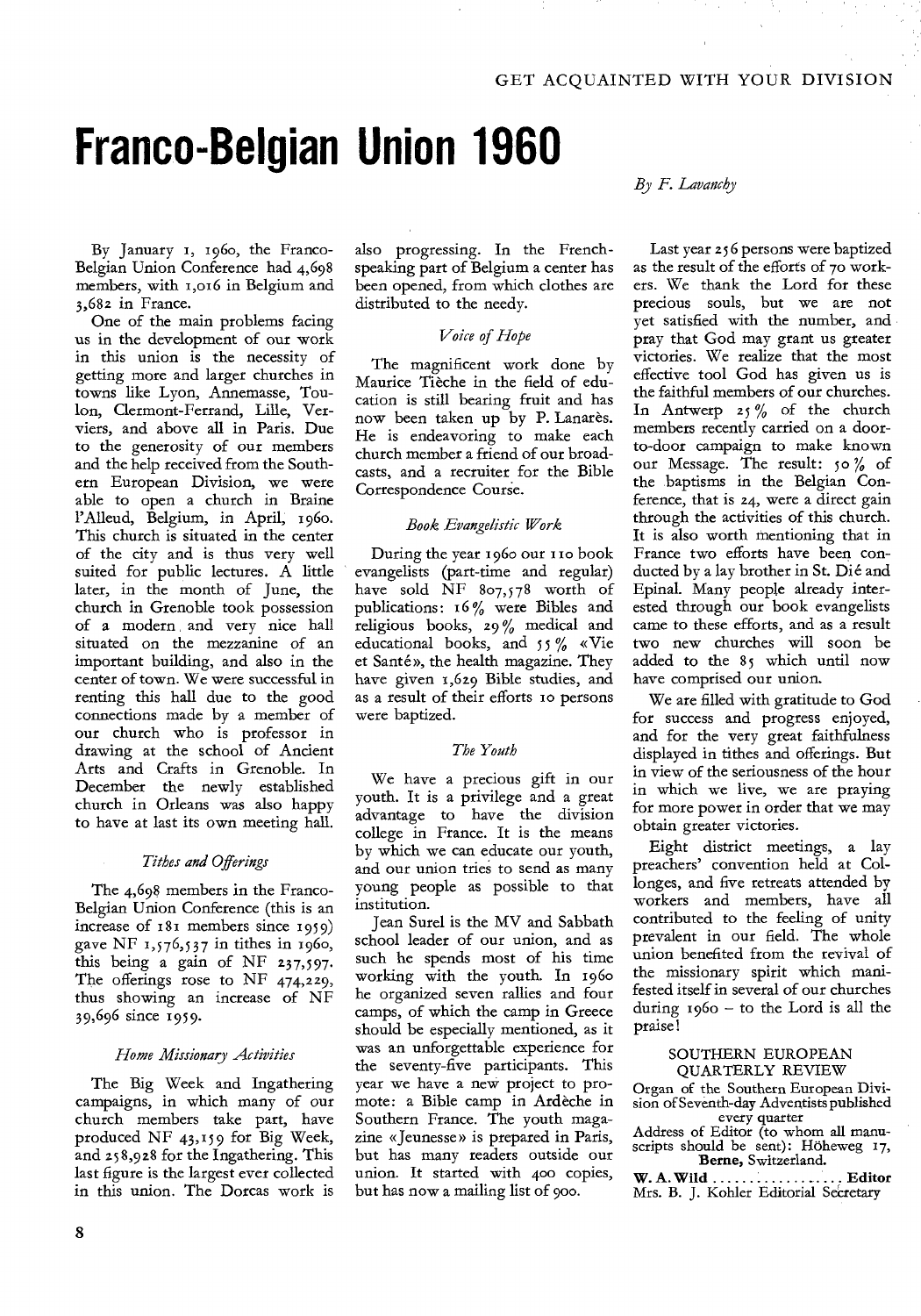# Franco-Belgian Union 1960

*By F. Lavanchy*

By January 1, 1960, the Franco-Belgian Union Conference had 4,698 members, with 1,016 in Belgium and 3,682 in France.

One of the main problems facing us in the development of our work in this union is the necessity of getting more and larger churches in towns like Lyon, Annemasse, Toulon, Clermont-Ferrand, Lille, Verviers, and above all in Paris. Due to the generosity of our members and the help received from the Southern European Division, we were able to open a church in Braine l'Alleud, Belgium, in April, 1960. This church is situated in the center of the city and is thus very well suited for public lectures. A little later, in the month of June, the church in Grenoble took possession of a modern and very nice hall situated on the mezzanine of an important building, and also in the center of town. We were successful in renting this hall due to the good connections made by a member of our church who is professor in drawing at the school of Ancient Arts and Crafts in Grenoble. In December the newly established church in Orleans was also happy to have at last its own meeting hall.

### *Tithes and Offerings*

The 4,698 members in the Franco-Belgian Union Conference (this is an increase of 181 members since 1959) gave NF 1,576,537 in tithes in 1960, this being a gain of NF 237,597. The offerings rose to NF 474,229, thus showing an increase of NF 39,696 since 1959.

### *Home Missionary Activities*

The Big Week and Ingathering campaigns, in which many of our church members take part, have produced NF 43,159 for Big Week, and 258,928 for the Ingathering. This last figure is the largest ever collected in this union. The Dorcas work is also progressing. In the French-speaking part of Belgium a center has been opened, from which clothes are distributed to the needy.

### *Voice of Hope*

The magnificent work done by Maurice Tièche in the field of education is still bearing fruit and has now been taken up by P. Lanarès. He is endeavoring to make each church member a friend of our broadcasts, and a recruiter for the Bible Correspondence Course.

### *Book Evangelistic Work*

During the year 1960 our 110 book evangelists (part-time and regular) have sold NF 807,578 worth of publications: 16% were Bibles and religious books, 29% medical and educational books, and 55% «Vie et Santé», the health magazine. They have given 1,629 Bible studies, and as a result of their efforts 10 persons were baptized.

### *The Youth*

We have a precious gift in our youth. It is a privilege and a great advantage to have the division college in France. It is the means by which we can educate our youth, and our union tries to send as many young people as possible to that institution.

Jean Surel is the MV and Sabbath school leader of our union, and as such he spends most of his time working with the youth. In 1960 he organized seven rallies and four camps, of which the camp in Greece should be especially mentioned, as it was an unforgettable experience for the seventy-five participants. This year we have a new project to promote: a Bible camp in Ardèche in Southern France. The youth magazine «Jeunesse» is prepared in Paris, but has many readers outside our union. It started with 400 copies, but has now a mailing list of 900.

Last year 256 persons were baptized as the result of the efforts of 70 workers. We thank the Lord for these precious souls, but we are not yet satisfied with the number, and pray that God may grant us greater victories. We realize that the most effective tool God has given us is the faithful members of our churches. In Antwerp 25% of the church members recently carried on a door-to-door campaign to make known our Message. The result: 50% of the baptisms in the Belgian Conference, that is 24, were a direct gain through the activities of this church. It is also worth mentioning that in France two efforts have been conducted by a lay brother in St. Dié and Epinal. Many people already interested through our book evangelists came to these efforts, and as a result two new churches will soon be added to the 85 which until now have comprised our union.

We are filled with gratitude to God for success and progress enjoyed, and for the very great faithfulness displayed in tithes and offerings. But in view of the seriousness of the hour in which we live, we are praying for more power in order that we may obtain greater victories.

Eight district meetings, a lay preachers' convention held at Collonges, and five retreats attended by workers and members, have all contributed to the feeling of unity prevalent in our field. The whole union benefited from the revival of the missionary spirit which manifested itself in several of our churches during 1960 – to the Lord is all the praise!

SOUTHERN EUROPEAN QUARTERLY REVIEW

Organ of the Southern European Division of Seventh-day Adventists published every quarter

Address of Editor (to whom all manuscripts should be sent): Höheweg 17, **Berne,** Switzerland.

**W. A. Wild** . . . . . . . . . . . . . . . . . **Editor**
Mrs. B. J. Kohler Editorial Secretary